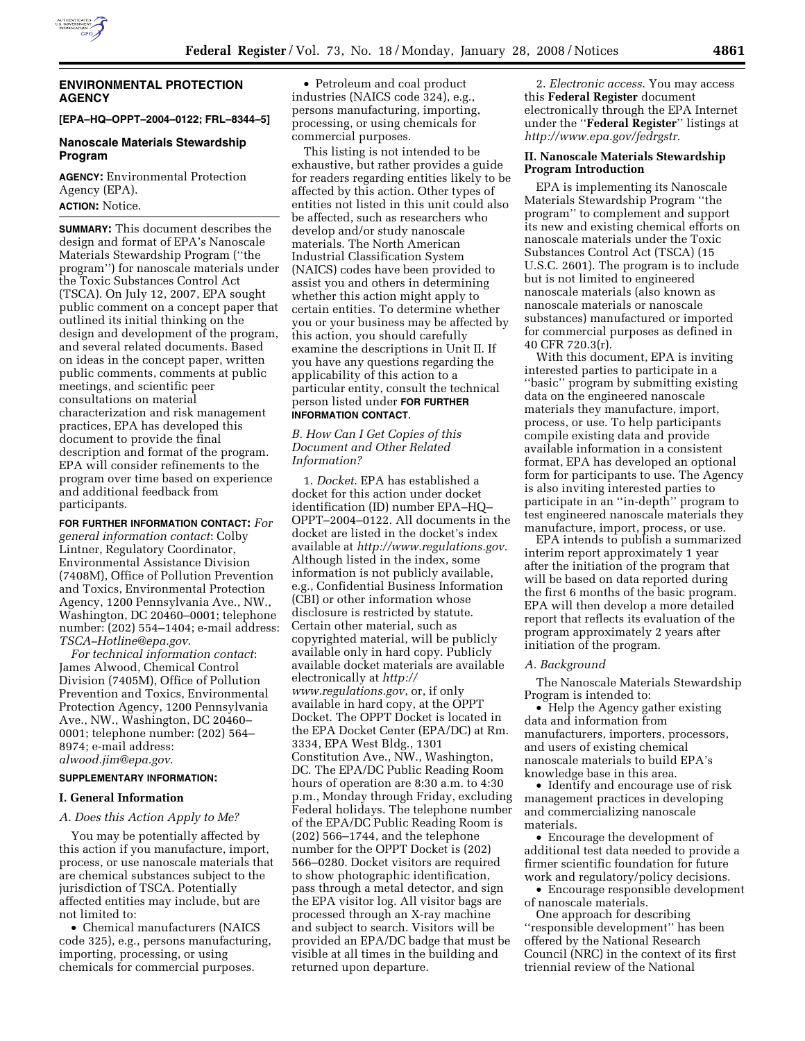## ENVIRONMENTAL PROTECTION AGENCY

**[EPA–HQ–OPPT–2004–0122; FRL–8344–5]**

### Nanoscale Materials Stewardship Program

**AGENCY:** Environmental Protection Agency (EPA).

**ACTION:** Notice.

**SUMMARY:** This document describes the design and format of EPA's Nanoscale Materials Stewardship Program (''the program'') for nanoscale materials under the Toxic Substances Control Act (TSCA). On July 12, 2007, EPA sought public comment on a concept paper that outlined its initial thinking on the design and development of the program, and several related documents. Based on ideas in the concept paper, written public comments, comments at public meetings, and scientific peer consultations on material characterization and risk management practices, EPA has developed this document to provide the final description and format of the program. EPA will consider refinements to the program over time based on experience and additional feedback from participants.

**FOR FURTHER INFORMATION CONTACT:** *For general information contact*: Colby Lintner, Regulatory Coordinator, Environmental Assistance Division (7408M), Office of Pollution Prevention and Toxics, Environmental Protection Agency, 1200 Pennsylvania Ave., NW., Washington, DC 20460–0001; telephone number: (202) 554–1404; e-mail address: *TSCA–Hotline@epa.gov*.

*For technical information contact*: James Alwood, Chemical Control Division (7405M), Office of Pollution Prevention and Toxics, Environmental Protection Agency, 1200 Pennsylvania Ave., NW., Washington, DC 20460–0001; telephone number: (202) 564–8974; e-mail address: *alwood.jim@epa.gov*.

**SUPPLEMENTARY INFORMATION:**

### I. General Information

#### *A. Does this Action Apply to Me?*

You may be potentially affected by this action if you manufacture, import, process, or use nanoscale materials that are chemical substances subject to the jurisdiction of TSCA. Potentially affected entities may include, but are not limited to:

- Chemical manufacturers (NAICS code 325), e.g., persons manufacturing, importing, processing, or using chemicals for commercial purposes.
- Petroleum and coal product industries (NAICS code 324), e.g., persons manufacturing, importing, processing, or using chemicals for commercial purposes.

This listing is not intended to be exhaustive, but rather provides a guide for readers regarding entities likely to be affected by this action. Other types of entities not listed in this unit could also be affected, such as researchers who develop and/or study nanoscale materials. The North American Industrial Classification System (NAICS) codes have been provided to assist you and others in determining whether this action might apply to certain entities. To determine whether you or your business may be affected by this action, you should carefully examine the descriptions in Unit II. If you have any questions regarding the applicability of this action to a particular entity, consult the technical person listed under **FOR FURTHER INFORMATION CONTACT**.

#### *B. How Can I Get Copies of this Document and Other Related Information?*

1. *Docket*. EPA has established a docket for this action under docket identification (ID) number EPA–HQ–OPPT–2004–0122. All documents in the docket are listed in the docket's index available at *http://www.regulations.gov*. Although listed in the index, some information is not publicly available, e.g., Confidential Business Information (CBI) or other information whose disclosure is restricted by statute. Certain other material, such as copyrighted material, will be publicly available only in hard copy. Publicly available docket materials are available electronically at *http://www.regulations.gov*, or, if only available in hard copy, at the OPPT Docket. The OPPT Docket is located in the EPA Docket Center (EPA/DC) at Rm. 3334, EPA West Bldg., 1301 Constitution Ave., NW., Washington, DC. The EPA/DC Public Reading Room hours of operation are 8:30 a.m. to 4:30 p.m., Monday through Friday, excluding Federal holidays. The telephone number of the EPA/DC Public Reading Room is (202) 566–1744, and the telephone number for the OPPT Docket is (202) 566–0280. Docket visitors are required to show photographic identification, pass through a metal detector, and sign the EPA visitor log. All visitor bags are processed through an X-ray machine and subject to search. Visitors will be provided an EPA/DC badge that must be visible at all times in the building and returned upon departure.

2. *Electronic access*. You may access this **Federal Register** document electronically through the EPA Internet under the ''**Federal Register**'' listings at *http://www.epa.gov/fedrgstr*.

### II. Nanoscale Materials Stewardship Program Introduction

EPA is implementing its Nanoscale Materials Stewardship Program ''the program'' to complement and support its new and existing chemical efforts on nanoscale materials under the Toxic Substances Control Act (TSCA) (15 U.S.C. 2601). The program is to include but is not limited to engineered nanoscale materials (also known as nanoscale materials or nanoscale substances) manufactured or imported for commercial purposes as defined in 40 CFR 720.3(r).

With this document, EPA is inviting interested parties to participate in a ''basic'' program by submitting existing data on the engineered nanoscale materials they manufacture, import, process, or use. To help participants compile existing data and provide available information in a consistent format, EPA has developed an optional form for participants to use. The Agency is also inviting interested parties to participate in an ''in-depth'' program to test engineered nanoscale materials they manufacture, import, process, or use.

EPA intends to publish a summarized interim report approximately 1 year after the initiation of the program that will be based on data reported during the first 6 months of the basic program. EPA will then develop a more detailed report that reflects its evaluation of the program approximately 2 years after initiation of the program.

#### *A. Background*

The Nanoscale Materials Stewardship Program is intended to:

- Help the Agency gather existing data and information from manufacturers, importers, processors, and users of existing chemical nanoscale materials to build EPA's knowledge base in this area.
- Identify and encourage use of risk management practices in developing and commercializing nanoscale materials.
- Encourage the development of additional test data needed to provide a firmer scientific foundation for future work and regulatory/policy decisions.
- Encourage responsible development of nanoscale materials.

One approach for describing ''responsible development'' has been offered by the National Research Council (NRC) in the context of its first triennial review of the National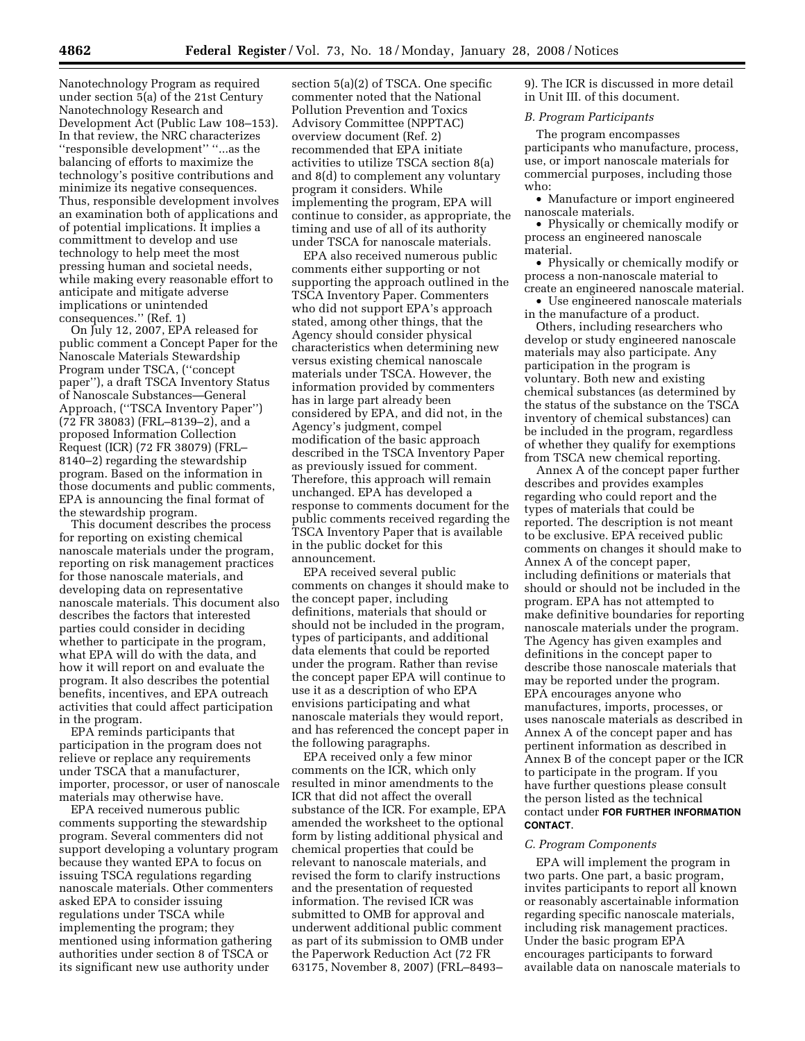Nanotechnology Program as required under section 5(a) of the 21st Century Nanotechnology Research and Development Act (Public Law 108–153). In that review, the NRC characterizes ''responsible development'' ''...as the balancing of efforts to maximize the technology's positive contributions and minimize its negative consequences. Thus, responsible development involves an examination both of applications and of potential implications. It implies a committment to develop and use technology to help meet the most pressing human and societal needs, while making every reasonable effort to anticipate and mitigate adverse implications or unintended consequences.'' (Ref. 1)

On July 12, 2007, EPA released for public comment a Concept Paper for the Nanoscale Materials Stewardship Program under TSCA, (''concept paper''), a draft TSCA Inventory Status of Nanoscale Substances—General Approach, (''TSCA Inventory Paper'') (72 FR 38083) (FRL–8139–2), and a proposed Information Collection Request (ICR) (72 FR 38079) (FRL–8140–2) regarding the stewardship program. Based on the information in those documents and public comments, EPA is announcing the final format of the stewardship program.

This document describes the process for reporting on existing chemical nanoscale materials under the program, reporting on risk management practices for those nanoscale materials, and developing data on representative nanoscale materials. This document also describes the factors that interested parties could consider in deciding whether to participate in the program, what EPA will do with the data, and how it will report on and evaluate the program. It also describes the potential benefits, incentives, and EPA outreach activities that could affect participation in the program.

EPA reminds participants that participation in the program does not relieve or replace any requirements under TSCA that a manufacturer, importer, processor, or user of nanoscale materials may otherwise have.

EPA received numerous public comments supporting the stewardship program. Several commenters did not support developing a voluntary program because they wanted EPA to focus on issuing TSCA regulations regarding nanoscale materials. Other commenters asked EPA to consider issuing regulations under TSCA while implementing the program; they mentioned using information gathering authorities under section 8 of TSCA or its significant new use authority under section 5(a)(2) of TSCA. One specific commenter noted that the National Pollution Prevention and Toxics Advisory Committee (NPPTAC) overview document (Ref. 2) recommended that EPA initiate activities to utilize TSCA section 8(a) and 8(d) to complement any voluntary program it considers. While implementing the program, EPA will continue to consider, as appropriate, the timing and use of all of its authority under TSCA for nanoscale materials.

EPA also received numerous public comments either supporting or not supporting the approach outlined in the TSCA Inventory Paper. Commenters who did not support EPA's approach stated, among other things, that the Agency should consider physical characteristics when determining new versus existing chemical nanoscale materials under TSCA. However, the information provided by commenters has in large part already been considered by EPA, and did not, in the Agency's judgment, compel modification of the basic approach described in the TSCA Inventory Paper as previously issued for comment. Therefore, this approach will remain unchanged. EPA has developed a response to comments document for the public comments received regarding the TSCA Inventory Paper that is available in the public docket for this announcement.

EPA received several public comments on changes it should make to the concept paper, including definitions, materials that should or should not be included in the program, types of participants, and additional data elements that could be reported under the program. Rather than revise the concept paper EPA will continue to use it as a description of who EPA envisions participating and what nanoscale materials they would report, and has referenced the concept paper in the following paragraphs.

EPA received only a few minor comments on the ICR, which only resulted in minor amendments to the ICR that did not affect the overall substance of the ICR. For example, EPA amended the worksheet to the optional form by listing additional physical and chemical properties that could be relevant to nanoscale materials, and revised the form to clarify instructions and the presentation of requested information. The revised ICR was submitted to OMB for approval and underwent additional public comment as part of its submission to OMB under the Paperwork Reduction Act (72 FR 63175, November 8, 2007) (FRL–8493–9). The ICR is discussed in more detail in Unit III. of this document.

### *B. Program Participants*

The program encompasses participants who manufacture, process, use, or import nanoscale materials for commercial purposes, including those who:

- Manufacture or import engineered nanoscale materials.
- Physically or chemically modify or process an engineered nanoscale material.
- Physically or chemically modify or process a non-nanoscale material to create an engineered nanoscale material.
- Use engineered nanoscale materials in the manufacture of a product.

Others, including researchers who develop or study engineered nanoscale materials may also participate. Any participation in the program is voluntary. Both new and existing chemical substances (as determined by the status of the substance on the TSCA inventory of chemical substances) can be included in the program, regardless of whether they qualify for exemptions from TSCA new chemical reporting.

Annex A of the concept paper further describes and provides examples regarding who could report and the types of materials that could be reported. The description is not meant to be exclusive. EPA received public comments on changes it should make to Annex A of the concept paper, including definitions or materials that should or should not be included in the program. EPA has not attempted to make definitive boundaries for reporting nanoscale materials under the program. The Agency has given examples and definitions in the concept paper to describe those nanoscale materials that may be reported under the program. EPA encourages anyone who manufactures, imports, processes, or uses nanoscale materials as described in Annex A of the concept paper and has pertinent information as described in Annex B of the concept paper or the ICR to participate in the program. If you have further questions please consult the person listed as the technical contact under **FOR FURTHER INFORMATION CONTACT**.

### *C. Program Components*

EPA will implement the program in two parts. One part, a basic program, invites participants to report all known or reasonably ascertainable information regarding specific nanoscale materials, including risk management practices. Under the basic program EPA encourages participants to forward available data on nanoscale materials to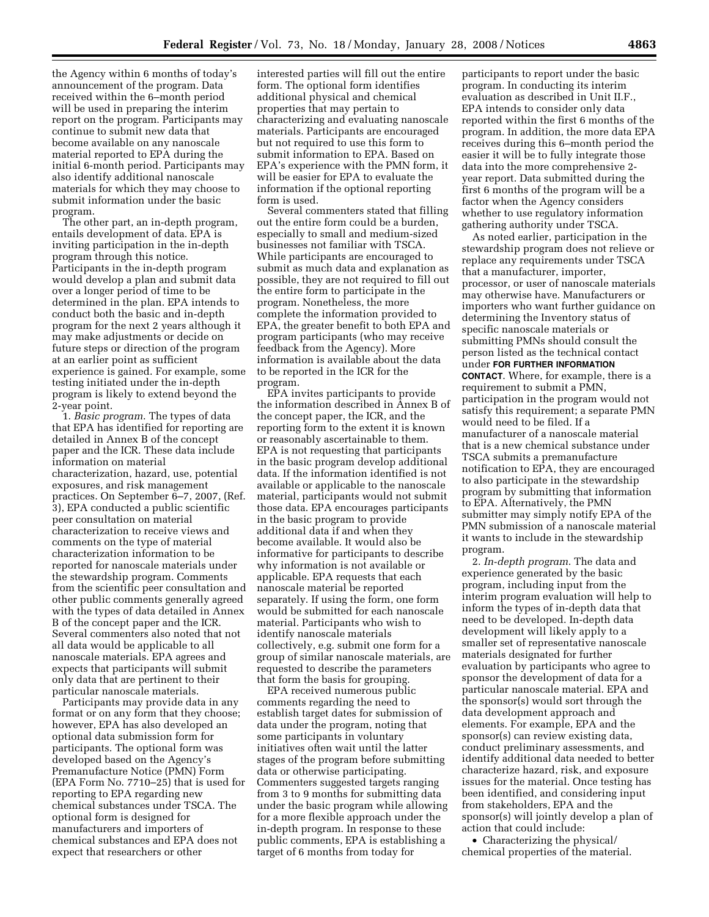the Agency within 6 months of today's announcement of the program. Data received within the 6–month period will be used in preparing the interim report on the program. Participants may continue to submit new data that become available on any nanoscale material reported to EPA during the initial 6-month period. Participants may also identify additional nanoscale materials for which they may choose to submit information under the basic program.

The other part, an in-depth program, entails development of data. EPA is inviting participation in the in-depth program through this notice. Participants in the in-depth program would develop a plan and submit data over a longer period of time to be determined in the plan. EPA intends to conduct both the basic and in-depth program for the next 2 years although it may make adjustments or decide on future steps or direction of the program at an earlier point as sufficient experience is gained. For example, some testing initiated under the in-depth program is likely to extend beyond the 2-year point.

1. *Basic program.* The types of data that EPA has identified for reporting are detailed in Annex B of the concept paper and the ICR. These data include information on material characterization, hazard, use, potential exposures, and risk management practices. On September 6–7, 2007, (Ref. 3), EPA conducted a public scientific peer consultation on material characterization to receive views and comments on the type of material characterization information to be reported for nanoscale materials under the stewardship program. Comments from the scientific peer consultation and other public comments generally agreed with the types of data detailed in Annex B of the concept paper and the ICR. Several commenters also noted that not all data would be applicable to all nanoscale materials. EPA agrees and expects that participants will submit only data that are pertinent to their particular nanoscale materials.

Participants may provide data in any format or on any form that they choose; however, EPA has also developed an optional data submission form for participants. The optional form was developed based on the Agency's Premanufacture Notice (PMN) Form (EPA Form No. 7710–25) that is used for reporting to EPA regarding new chemical substances under TSCA. The optional form is designed for manufacturers and importers of chemical substances and EPA does not expect that researchers or other interested parties will fill out the entire form. The optional form identifies additional physical and chemical properties that may pertain to characterizing and evaluating nanoscale materials. Participants are encouraged but not required to use this form to submit information to EPA. Based on EPA's experience with the PMN form, it will be easier for EPA to evaluate the information if the optional reporting form is used.

Several commenters stated that filling out the entire form could be a burden, especially to small and medium-sized businesses not familiar with TSCA. While participants are encouraged to submit as much data and explanation as possible, they are not required to fill out the entire form to participate in the program. Nonetheless, the more complete the information provided to EPA, the greater benefit to both EPA and program participants (who may receive feedback from the Agency). More information is available about the data to be reported in the ICR for the program.

EPA invites participants to provide the information described in Annex B of the concept paper, the ICR, and the reporting form to the extent it is known or reasonably ascertainable to them. EPA is not requesting that participants in the basic program develop additional data. If the information identified is not available or applicable to the nanoscale material, participants would not submit those data. EPA encourages participants in the basic program to provide additional data if and when they become available. It would also be informative for participants to describe why information is not available or applicable. EPA requests that each nanoscale material be reported separately. If using the form, one form would be submitted for each nanoscale material. Participants who wish to identify nanoscale materials collectively, e.g. submit one form for a group of similar nanoscale materials, are requested to describe the parameters that form the basis for grouping.

EPA received numerous public comments regarding the need to establish target dates for submission of data under the program, noting that some participants in voluntary initiatives often wait until the latter stages of the program before submitting data or otherwise participating. Commenters suggested targets ranging from 3 to 9 months for submitting data under the basic program while allowing for a more flexible approach under the in-depth program. In response to these public comments, EPA is establishing a target of 6 months from today for participants to report under the basic program. In conducting its interim evaluation as described in Unit II.F., EPA intends to consider only data reported within the first 6 months of the program. In addition, the more data EPA receives during this 6–month period the easier it will be to fully integrate those data into the more comprehensive 2-year report. Data submitted during the first 6 months of the program will be a factor when the Agency considers whether to use regulatory information gathering authority under TSCA.

As noted earlier, participation in the stewardship program does not relieve or replace any requirements under TSCA that a manufacturer, importer, processor, or user of nanoscale materials may otherwise have. Manufacturers or importers who want further guidance on determining the Inventory status of specific nanoscale materials or submitting PMNs should consult the person listed as the technical contact under **FOR FURTHER INFORMATION CONTACT**. Where, for example, there is a requirement to submit a PMN, participation in the program would not satisfy this requirement; a separate PMN would need to be filed. If a manufacturer of a nanoscale material that is a new chemical substance under TSCA submits a premanufacture notification to EPA, they are encouraged to also participate in the stewardship program by submitting that information to EPA. Alternatively, the PMN submitter may simply notify EPA of the PMN submission of a nanoscale material it wants to include in the stewardship program.

2. *In-depth program.* The data and experience generated by the basic program, including input from the interim program evaluation will help to inform the types of in-depth data that need to be developed. In-depth data development will likely apply to a smaller set of representative nanoscale materials designated for further evaluation by participants who agree to sponsor the development of data for a particular nanoscale material. EPA and the sponsor(s) would sort through the data development approach and elements. For example, EPA and the sponsor(s) can review existing data, conduct preliminary assessments, and identify additional data needed to better characterize hazard, risk, and exposure issues for the material. Once testing has been identified, and considering input from stakeholders, EPA and the sponsor(s) will jointly develop a plan of action that could include:

- Characterizing the physical/chemical properties of the material.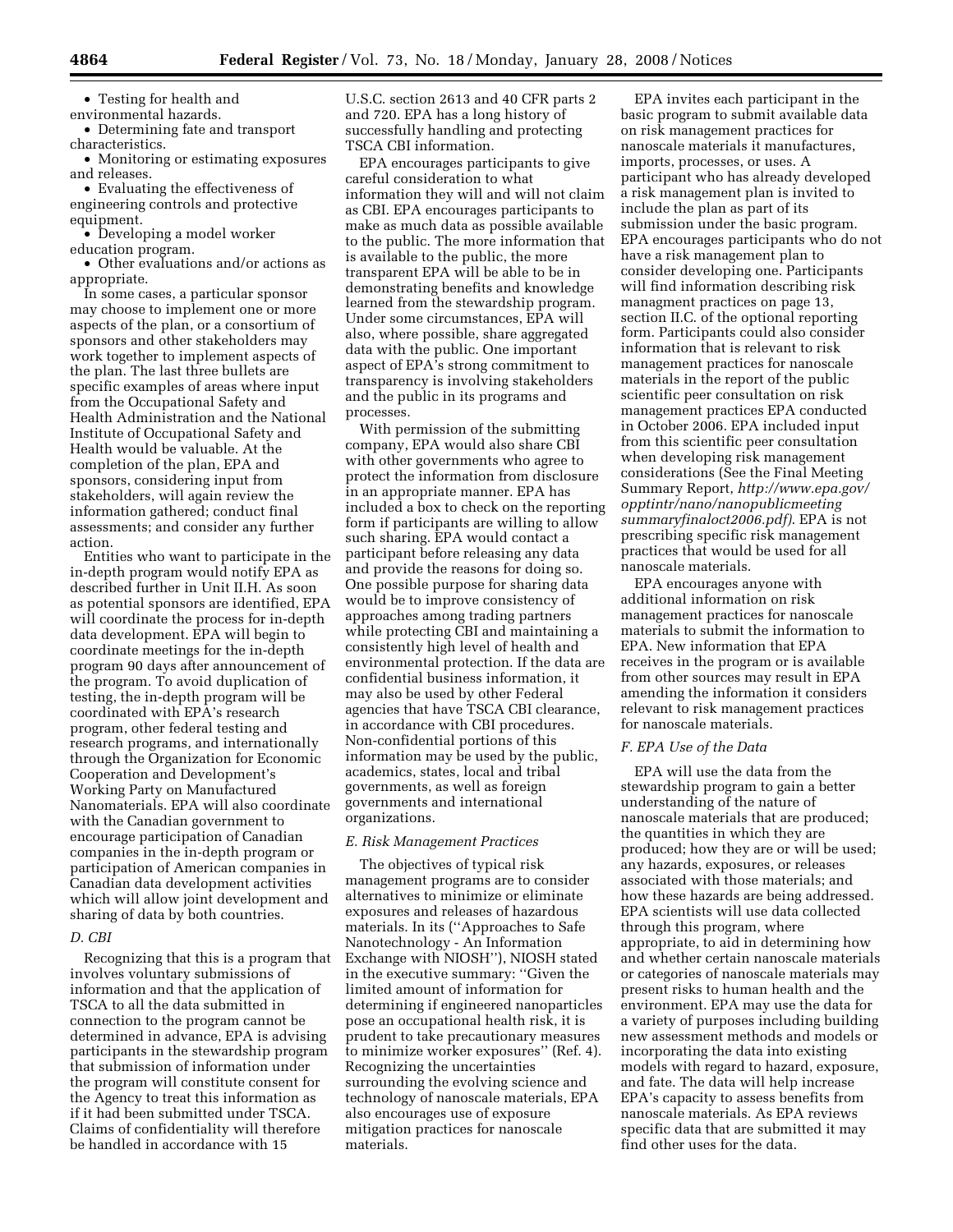- Testing for health and environmental hazards.
- Determining fate and transport characteristics.
- Monitoring or estimating exposures and releases.
- Evaluating the effectiveness of engineering controls and protective equipment.
- Developing a model worker education program.
- Other evaluations and/or actions as appropriate.

In some cases, a particular sponsor may choose to implement one or more aspects of the plan, or a consortium of sponsors and other stakeholders may work together to implement aspects of the plan. The last three bullets are specific examples of areas where input from the Occupational Safety and Health Administration and the National Institute of Occupational Safety and Health would be valuable. At the completion of the plan, EPA and sponsors, considering input from stakeholders, will again review the information gathered; conduct final assessments; and consider any further action.

Entities who want to participate in the in-depth program would notify EPA as described further in Unit II.H. As soon as potential sponsors are identified, EPA will coordinate the process for in-depth data development. EPA will begin to coordinate meetings for the in-depth program 90 days after announcement of the program. To avoid duplication of testing, the in-depth program will be coordinated with EPA's research program, other federal testing and research programs, and internationally through the Organization for Economic Cooperation and Development's Working Party on Manufactured Nanomaterials. EPA will also coordinate with the Canadian government to encourage participation of Canadian companies in the in-depth program or participation of American companies in Canadian data development activities which will allow joint development and sharing of data by both countries.

### D. CBI

Recognizing that this is a program that involves voluntary submissions of information and that the application of TSCA to all the data submitted in connection to the program cannot be determined in advance, EPA is advising participants in the stewardship program that submission of information under the program will constitute consent for the Agency to treat this information as if it had been submitted under TSCA. Claims of confidentiality will therefore be handled in accordance with 15 U.S.C. section 2613 and 40 CFR parts 2 and 720. EPA has a long history of successfully handling and protecting TSCA CBI information.

EPA encourages participants to give careful consideration to what information they will and will not claim as CBI. EPA encourages participants to make as much data as possible available to the public. The more information that is available to the public, the more transparent EPA will be able to be in demonstrating benefits and knowledge learned from the stewardship program. Under some circumstances, EPA will also, where possible, share aggregated data with the public. One important aspect of EPA's strong commitment to transparency is involving stakeholders and the public in its programs and processes.

With permission of the submitting company, EPA would also share CBI with other governments who agree to protect the information from disclosure in an appropriate manner. EPA has included a box to check on the reporting form if participants are willing to allow such sharing. EPA would contact a participant before releasing any data and provide the reasons for doing so. One possible purpose for sharing data would be to improve consistency of approaches among trading partners while protecting CBI and maintaining a consistently high level of health and environmental protection. If the data are confidential business information, it may also be used by other Federal agencies that have TSCA CBI clearance, in accordance with CBI procedures. Non-confidential portions of this information may be used by the public, academics, states, local and tribal governments, as well as foreign governments and international organizations.

### E. Risk Management Practices

The objectives of typical risk management programs are to consider alternatives to minimize or eliminate exposures and releases of hazardous materials. In its (''Approaches to Safe Nanotechnology - An Information Exchange with NIOSH''), NIOSH stated in the executive summary: ''Given the limited amount of information for determining if engineered nanoparticles pose an occupational health risk, it is prudent to take precautionary measures to minimize worker exposures'' (Ref. 4). Recognizing the uncertainties surrounding the evolving science and technology of nanoscale materials, EPA also encourages use of exposure mitigation practices for nanoscale materials.

EPA invites each participant in the basic program to submit available data on risk management practices for nanoscale materials it manufactures, imports, processes, or uses. A participant who has already developed a risk management plan is invited to include the plan as part of its submission under the basic program. EPA encourages participants who do not have a risk management plan to consider developing one. Participants will find information describing risk managment practices on page 13, section II.C. of the optional reporting form. Participants could also consider information that is relevant to risk management practices for nanoscale materials in the report of the public scientific peer consultation on risk management practices EPA conducted in October 2006. EPA included input from this scientific peer consultation when developing risk management considerations (See the Final Meeting Summary Report, *http://www.epa.gov/opptintr/nano/nanopublicmeetingsummaryfinaloct2006.pdf).* EPA is not prescribing specific risk management practices that would be used for all nanoscale materials.

EPA encourages anyone with additional information on risk management practices for nanoscale materials to submit the information to EPA. New information that EPA receives in the program or is available from other sources may result in EPA amending the information it considers relevant to risk management practices for nanoscale materials.

### F. EPA Use of the Data

EPA will use the data from the stewardship program to gain a better understanding of the nature of nanoscale materials that are produced; the quantities in which they are produced; how they are or will be used; any hazards, exposures, or releases associated with those materials; and how these hazards are being addressed. EPA scientists will use data collected through this program, where appropriate, to aid in determining how and whether certain nanoscale materials or categories of nanoscale materials may present risks to human health and the environment. EPA may use the data for a variety of purposes including building new assessment methods and models or incorporating the data into existing models with regard to hazard, exposure, and fate. The data will help increase EPA's capacity to assess benefits from nanoscale materials. As EPA reviews specific data that are submitted it may find other uses for the data.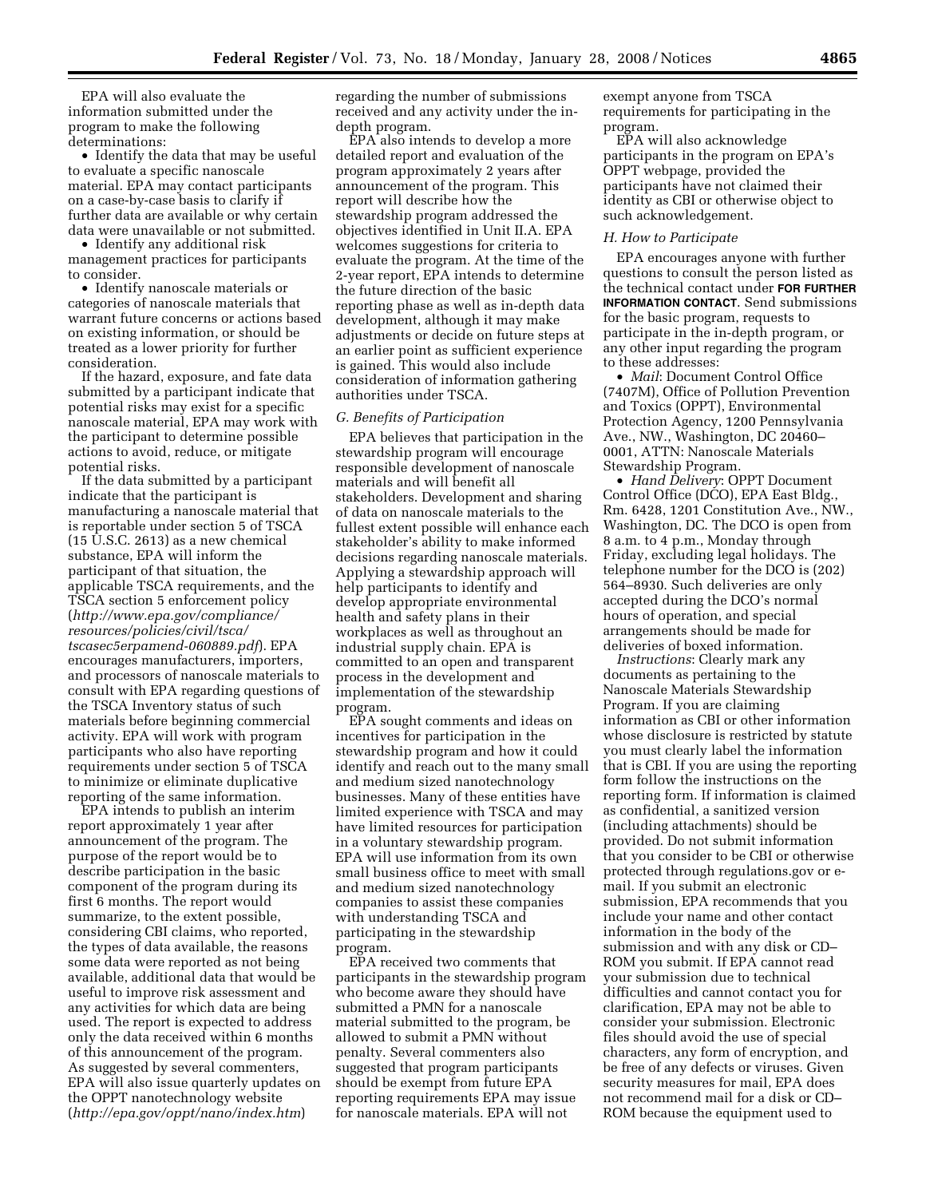EPA will also evaluate the information submitted under the program to make the following determinations:

- Identify the data that may be useful to evaluate a specific nanoscale material. EPA may contact participants on a case-by-case basis to clarify if further data are available or why certain data were unavailable or not submitted.
- Identify any additional risk management practices for participants to consider.
- Identify nanoscale materials or categories of nanoscale materials that warrant future concerns or actions based on existing information, or should be treated as a lower priority for further consideration.

If the hazard, exposure, and fate data submitted by a participant indicate that potential risks may exist for a specific nanoscale material, EPA may work with the participant to determine possible actions to avoid, reduce, or mitigate potential risks.

If the data submitted by a participant indicate that the participant is manufacturing a nanoscale material that is reportable under section 5 of TSCA (15 U.S.C. 2613) as a new chemical substance, EPA will inform the participant of that situation, the applicable TSCA requirements, and the TSCA section 5 enforcement policy (*http://www.epa.gov/compliance/resources/policies/civil/tsca/tscasec5erpamend-060889.pdf*). EPA encourages manufacturers, importers, and processors of nanoscale materials to consult with EPA regarding questions of the TSCA Inventory status of such materials before beginning commercial activity. EPA will work with program participants who also have reporting requirements under section 5 of TSCA to minimize or eliminate duplicative reporting of the same information.

EPA intends to publish an interim report approximately 1 year after announcement of the program. The purpose of the report would be to describe participation in the basic component of the program during its first 6 months. The report would summarize, to the extent possible, considering CBI claims, who reported, the types of data available, the reasons some data were reported as not being available, additional data that would be useful to improve risk assessment and any activities for which data are being used. The report is expected to address only the data received within 6 months of this announcement of the program. As suggested by several commenters, EPA will also issue quarterly updates on the OPPT nanotechnology website (*http://epa.gov/oppt/nano/index.htm*) regarding the number of submissions received and any activity under the in-depth program.

EPA also intends to develop a more detailed report and evaluation of the program approximately 2 years after announcement of the program. This report will describe how the stewardship program addressed the objectives identified in Unit II.A. EPA welcomes suggestions for criteria to evaluate the program. At the time of the 2-year report, EPA intends to determine the future direction of the basic reporting phase as well as in-depth data development, although it may make adjustments or decide on future steps at an earlier point as sufficient experience is gained. This would also include consideration of information gathering authorities under TSCA.

### *G. Benefits of Participation*

EPA believes that participation in the stewardship program will encourage responsible development of nanoscale materials and will benefit all stakeholders. Development and sharing of data on nanoscale materials to the fullest extent possible will enhance each stakeholder's ability to make informed decisions regarding nanoscale materials. Applying a stewardship approach will help participants to identify and develop appropriate environmental health and safety plans in their workplaces as well as throughout an industrial supply chain. EPA is committed to an open and transparent process in the development and implementation of the stewardship program.

EPA sought comments and ideas on incentives for participation in the stewardship program and how it could identify and reach out to the many small and medium sized nanotechnology businesses. Many of these entities have limited experience with TSCA and may have limited resources for participation in a voluntary stewardship program. EPA will use information from its own small business office to meet with small and medium sized nanotechnology companies to assist these companies with understanding TSCA and participating in the stewardship program.

EPA received two comments that participants in the stewardship program who become aware they should have submitted a PMN for a nanoscale material submitted to the program, be allowed to submit a PMN without penalty. Several commenters also suggested that program participants should be exempt from future EPA reporting requirements EPA may issue for nanoscale materials. EPA will not exempt anyone from TSCA requirements for participating in the program.

EPA will also acknowledge participants in the program on EPA's OPPT webpage, provided the participants have not claimed their identity as CBI or otherwise object to such acknowledgement.

### *H. How to Participate*

EPA encourages anyone with further questions to consult the person listed as the technical contact under **FOR FURTHER INFORMATION CONTACT**. Send submissions for the basic program, requests to participate in the in-depth program, or any other input regarding the program to these addresses:

- *Mail*: Document Control Office (7407M), Office of Pollution Prevention and Toxics (OPPT), Environmental Protection Agency, 1200 Pennsylvania Ave., NW., Washington, DC 20460–0001, ATTN: Nanoscale Materials Stewardship Program.
- *Hand Delivery*: OPPT Document Control Office (DCO), EPA East Bldg., Rm. 6428, 1201 Constitution Ave., NW., Washington, DC. The DCO is open from 8 a.m. to 4 p.m., Monday through Friday, excluding legal holidays. The telephone number for the DCO is (202) 564–8930. Such deliveries are only accepted during the DCO's normal hours of operation, and special arrangements should be made for deliveries of boxed information.

*Instructions*: Clearly mark any documents as pertaining to the Nanoscale Materials Stewardship Program. If you are claiming information as CBI or other information whose disclosure is restricted by statute you must clearly label the information that is CBI. If you are using the reporting form follow the instructions on the reporting form. If information is claimed as confidential, a sanitized version (including attachments) should be provided. Do not submit information that you consider to be CBI or otherwise protected through regulations.gov or e-mail. If you submit an electronic submission, EPA recommends that you include your name and other contact information in the body of the submission and with any disk or CD–ROM you submit. If EPA cannot read your submission due to technical difficulties and cannot contact you for clarification, EPA may not be able to consider your submission. Electronic files should avoid the use of special characters, any form of encryption, and be free of any defects or viruses. Given security measures for mail, EPA does not recommend mail for a disk or CD–ROM because the equipment used to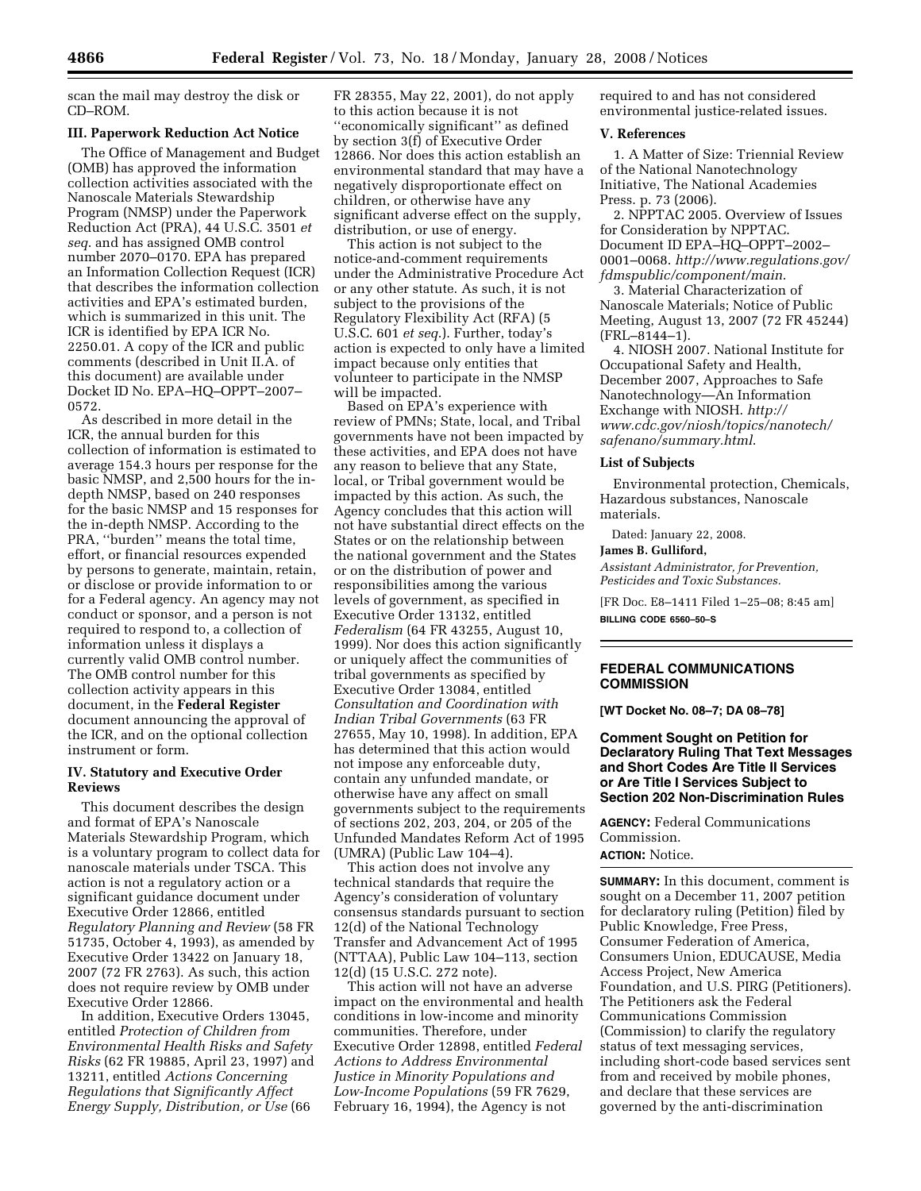scan the mail may destroy the disk or CD–ROM.

### III. Paperwork Reduction Act Notice

The Office of Management and Budget (OMB) has approved the information collection activities associated with the Nanoscale Materials Stewardship Program (NMSP) under the Paperwork Reduction Act (PRA), 44 U.S.C. 3501 *et seq.* and has assigned OMB control number 2070–0170. EPA has prepared an Information Collection Request (ICR) that describes the information collection activities and EPA's estimated burden, which is summarized in this unit. The ICR is identified by EPA ICR No. 2250.01. A copy of the ICR and public comments (described in Unit II.A. of this document) are available under Docket ID No. EPA–HQ–OPPT–2007–0572.

As described in more detail in the ICR, the annual burden for this collection of information is estimated to average 154.3 hours per response for the basic NMSP, and 2,500 hours for the in-depth NMSP, based on 240 responses for the basic NMSP and 15 responses for the in-depth NMSP. According to the PRA, ''burden'' means the total time, effort, or financial resources expended by persons to generate, maintain, retain, or disclose or provide information to or for a Federal agency. An agency may not conduct or sponsor, and a person is not required to respond to, a collection of information unless it displays a currently valid OMB control number. The OMB control number for this collection activity appears in this document, in the **Federal Register** document announcing the approval of the ICR, and on the optional collection instrument or form.

### IV. Statutory and Executive Order Reviews

This document describes the design and format of EPA's Nanoscale Materials Stewardship Program, which is a voluntary program to collect data for nanoscale materials under TSCA. This action is not a regulatory action or a significant guidance document under Executive Order 12866, entitled *Regulatory Planning and Review* (58 FR 51735, October 4, 1993), as amended by Executive Order 13422 on January 18, 2007 (72 FR 2763). As such, this action does not require review by OMB under Executive Order 12866.

In addition, Executive Orders 13045, entitled *Protection of Children from Environmental Health Risks and Safety Risks* (62 FR 19885, April 23, 1997) and 13211, entitled *Actions Concerning Regulations that Significantly Affect Energy Supply, Distribution, or Use* (66 FR 28355, May 22, 2001), do not apply to this action because it is not ''economically significant'' as defined by section 3(f) of Executive Order 12866. Nor does this action establish an environmental standard that may have a negatively disproportionate effect on children, or otherwise have any significant adverse effect on the supply, distribution, or use of energy.

This action is not subject to the notice-and-comment requirements under the Administrative Procedure Act or any other statute. As such, it is not subject to the provisions of the Regulatory Flexibility Act (RFA) (5 U.S.C. 601 *et seq.*). Further, today's action is expected to only have a limited impact because only entities that volunteer to participate in the NMSP will be impacted.

Based on EPA's experience with review of PMNs; State, local, and Tribal governments have not been impacted by these activities, and EPA does not have any reason to believe that any State, local, or Tribal government would be impacted by this action. As such, the Agency concludes that this action will not have substantial direct effects on the States or on the relationship between the national government and the States or on the distribution of power and responsibilities among the various levels of government, as specified in Executive Order 13132, entitled *Federalism* (64 FR 43255, August 10, 1999). Nor does this action significantly or uniquely affect the communities of tribal governments as specified by Executive Order 13084, entitled *Consultation and Coordination with Indian Tribal Governments* (63 FR 27655, May 10, 1998). In addition, EPA has determined that this action would not impose any enforceable duty, contain any unfunded mandate, or otherwise have any affect on small governments subject to the requirements of sections 202, 203, 204, or 205 of the Unfunded Mandates Reform Act of 1995 (UMRA) (Public Law 104–4).

This action does not involve any technical standards that require the Agency's consideration of voluntary consensus standards pursuant to section 12(d) of the National Technology Transfer and Advancement Act of 1995 (NTTAA), Public Law 104–113, section 12(d) (15 U.S.C. 272 note).

This action will not have an adverse impact on the environmental and health conditions in low-income and minority communities. Therefore, under Executive Order 12898, entitled *Federal Actions to Address Environmental Justice in Minority Populations and Low-Income Populations* (59 FR 7629, February 16, 1994), the Agency is not required to and has not considered environmental justice-related issues.

### V. References

1. A Matter of Size: Triennial Review of the National Nanotechnology Initiative, The National Academies Press. p. 73 (2006).
2. NPPTAC 2005. Overview of Issues for Consideration by NPPTAC. Document ID EPA–HQ–OPPT–2002–0001–0068. *http://www.regulations.gov/fdmspublic/component/main.*
3. Material Characterization of Nanoscale Materials; Notice of Public Meeting, August 13, 2007 (72 FR 45244) (FRL–8144–1).
4. NIOSH 2007. National Institute for Occupational Safety and Health, December 2007, Approaches to Safe Nanotechnology—An Information Exchange with NIOSH. *http://www.cdc.gov/niosh/topics/nanotech/safenano/summary.html.*

### List of Subjects

Environmental protection, Chemicals, Hazardous substances, Nanoscale materials.

Dated: January 22, 2008.

**James B. Gulliford,**

*Assistant Administrator, for Prevention, Pesticides and Toxic Substances.*

[FR Doc. E8–1411 Filed 1–25–08; 8:45 am]

**BILLING CODE 6560–50–S**

---

## FEDERAL COMMUNICATIONS COMMISSION

**[WT Docket No. 08–7; DA 08–78]**

### Comment Sought on Petition for Declaratory Ruling That Text Messages and Short Codes Are Title II Services or Are Title I Services Subject to Section 202 Non-Discrimination Rules

**AGENCY:** Federal Communications Commission.

**ACTION:** Notice.

**SUMMARY:** In this document, comment is sought on a December 11, 2007 petition for declaratory ruling (Petition) filed by Public Knowledge, Free Press, Consumer Federation of America, Consumers Union, EDUCAUSE, Media Access Project, New America Foundation, and U.S. PIRG (Petitioners). The Petitioners ask the Federal Communications Commission (Commission) to clarify the regulatory status of text messaging services, including short-code based services sent from and received by mobile phones, and declare that these services are governed by the anti-discrimination